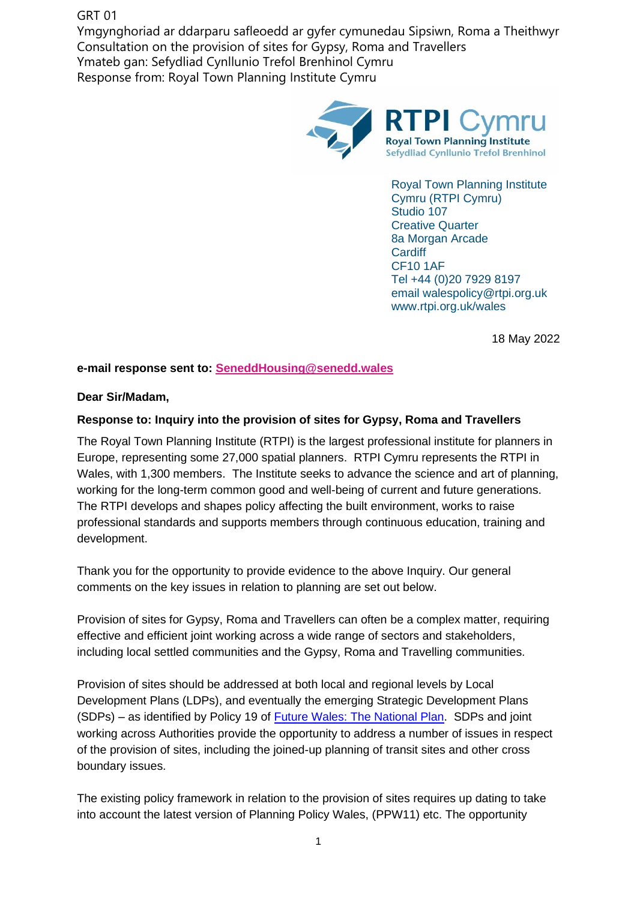GRT 01
Ymgynghoriad ar ddarparu safleoedd ar gyfer cymunedau Sipsiwn, Roma a Theithwyr
Consultation on the provision of sites for Gypsy, Roma and Travellers
Ymateb gan: Sefydliad Cynllunio Trefol Brenhinol Cymru
Response from: Royal Town Planning Institute Cymru

RTPI Cymru
Royal Town Planning Institute
Sefydliad Cynllunio Trefol Brenhinol

Royal Town Planning Institute
Cymru (RTPI Cymru)
Studio 107
Creative Quarter
8a Morgan Arcade
Cardiff
CF10 1AF
Tel +44 (0)20 7929 8197
email walespolicy@rtpi.org.uk
www.rtpi.org.uk/wales

18 May 2022

**e-mail response sent to: SeneddHousing@senedd.wales**

**Dear Sir/Madam,**

**Response to: Inquiry into the provision of sites for Gypsy, Roma and Travellers**

The Royal Town Planning Institute (RTPI) is the largest professional institute for planners in Europe, representing some 27,000 spatial planners. RTPI Cymru represents the RTPI in Wales, with 1,300 members. The Institute seeks to advance the science and art of planning, working for the long-term common good and well-being of current and future generations. The RTPI develops and shapes policy affecting the built environment, works to raise professional standards and supports members through continuous education, training and development.

Thank you for the opportunity to provide evidence to the above Inquiry. Our general comments on the key issues in relation to planning are set out below.

Provision of sites for Gypsy, Roma and Travellers can often be a complex matter, requiring effective and efficient joint working across a wide range of sectors and stakeholders, including local settled communities and the Gypsy, Roma and Travelling communities.

Provision of sites should be addressed at both local and regional levels by Local Development Plans (LDPs), and eventually the emerging Strategic Development Plans (SDPs) – as identified by Policy 19 of Future Wales: The National Plan. SDPs and joint working across Authorities provide the opportunity to address a number of issues in respect of the provision of sites, including the joined-up planning of transit sites and other cross boundary issues.

The existing policy framework in relation to the provision of sites requires up dating to take into account the latest version of Planning Policy Wales, (PPW11) etc. The opportunity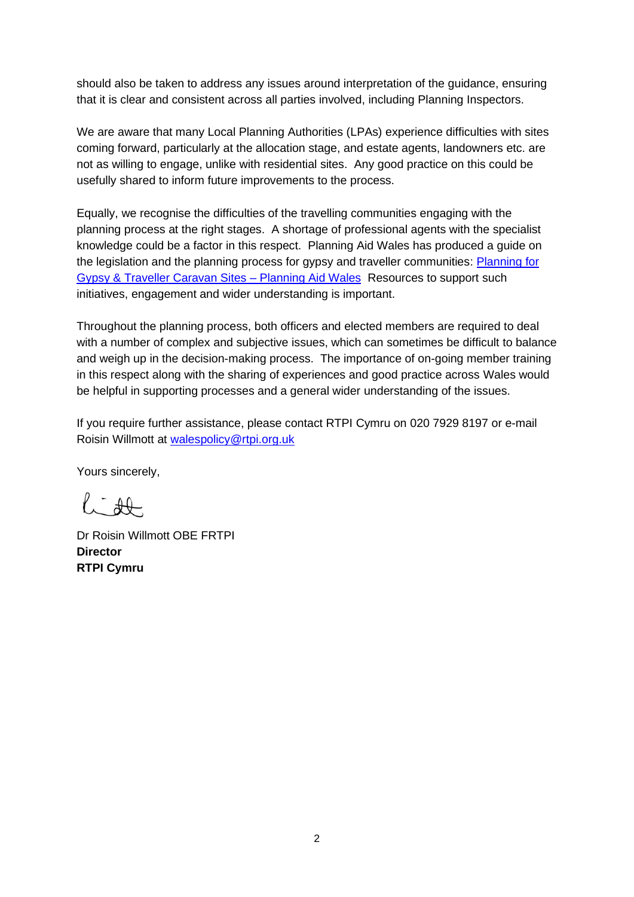should also be taken to address any issues around interpretation of the guidance, ensuring that it is clear and consistent across all parties involved, including Planning Inspectors.

We are aware that many Local Planning Authorities (LPAs) experience difficulties with sites coming forward, particularly at the allocation stage, and estate agents, landowners etc. are not as willing to engage, unlike with residential sites. Any good practice on this could be usefully shared to inform future improvements to the process.

Equally, we recognise the difficulties of the travelling communities engaging with the planning process at the right stages. A shortage of professional agents with the specialist knowledge could be a factor in this respect. Planning Aid Wales has produced a guide on the legislation and the planning process for gypsy and traveller communities: Planning for Gypsy & Traveller Caravan Sites – Planning Aid Wales Resources to support such initiatives, engagement and wider understanding is important.

Throughout the planning process, both officers and elected members are required to deal with a number of complex and subjective issues, which can sometimes be difficult to balance and weigh up in the decision-making process. The importance of on-going member training in this respect along with the sharing of experiences and good practice across Wales would be helpful in supporting processes and a general wider understanding of the issues.

If you require further assistance, please contact RTPI Cymru on 020 7929 8197 or e-mail Roisin Willmott at walespolicy@rtpi.org.uk

Yours sincerely,

Dr Roisin Willmott OBE FRTPI
**Director**
**RTPI Cymru**